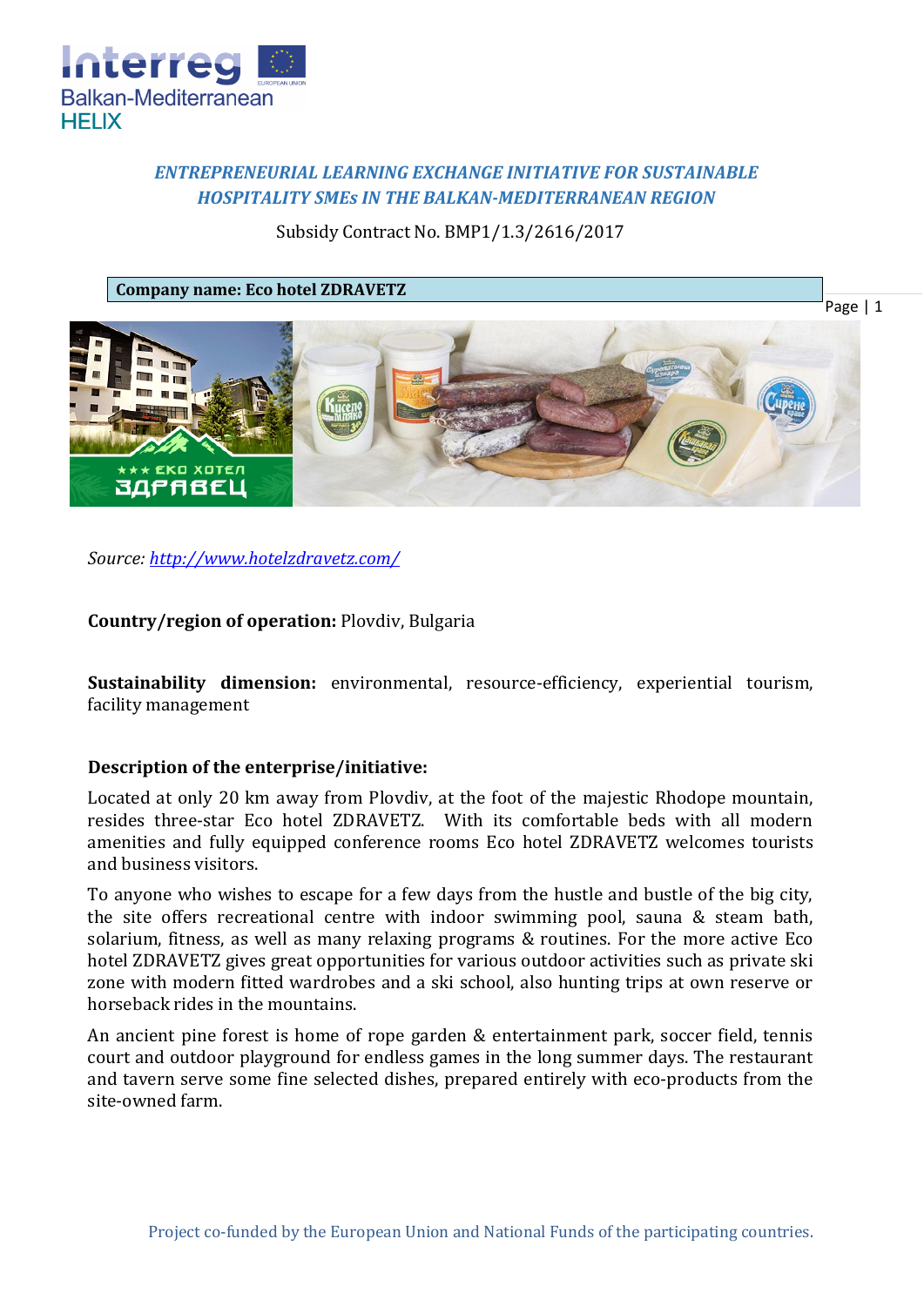*ENTREPRENEURIAL LEARNING EXCHANGE INITIATIVE FOR SUSTAINABLE HOSPITALITY SMEs IN THE BALKAN-MEDITERRANEAN REGION*

Subsidy Contract No. BMP1/1.3/2616/2017

**Company name: Eco hotel ZDRAVETZ**

*Source: [http://www.hotelzdravetz.com/](http://www.hotelzdravetz.com/)*

**Country/region of operation:** Plovdiv, Bulgaria

**Sustainability dimension:** environmental, resource-efficiency, experiential tourism, facility management

**Description of the enterprise/initiative:**

Located at only 20 km away from Plovdiv, at the foot of the majestic Rhodope mountain, resides three-star Eco hotel ZDRAVETZ. With its comfortable beds with all modern amenities and fully equipped conference rooms Eco hotel ZDRAVETZ welcomes tourists and business visitors.

To anyone who wishes to escape for a few days from the hustle and bustle of the big city, the site offers recreational centre with indoor swimming pool, sauna & steam bath, solarium, fitness, as well as many relaxing programs & routines. For the more active Eco hotel ZDRAVETZ gives great opportunities for various outdoor activities such as private ski zone with modern fitted wardrobes and a ski school, also hunting trips at own reserve or horseback rides in the mountains.

An ancient pine forest is home of rope garden & entertainment park, soccer field, tennis court and outdoor playground for endless games in the long summer days. The restaurant and tavern serve some fine selected dishes, prepared entirely with eco-products from the site-owned farm.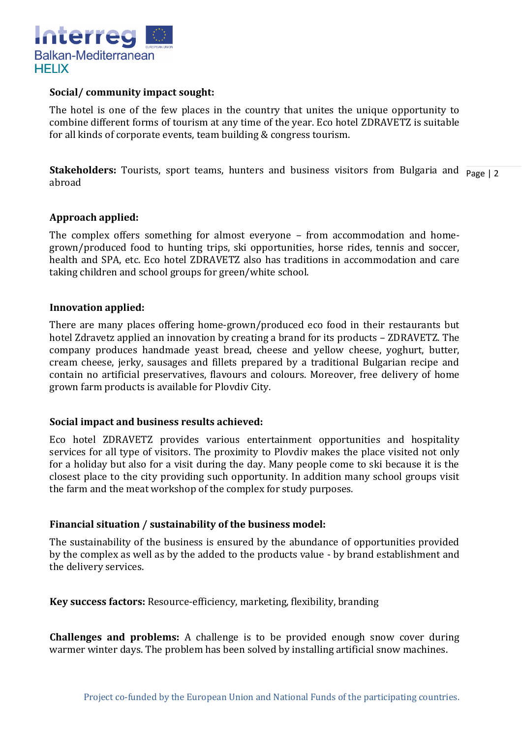**Social/ community impact sought:**

The hotel is one of the few places in the country that unites the unique opportunity to combine different forms of tourism at any time of the year. Eco hotel ZDRAVETZ is suitable for all kinds of corporate events, team building & congress tourism.

**Stakeholders:** Tourists, sport teams, hunters and business visitors from Bulgaria and abroad

**Approach applied:**

The complex offers something for almost everyone – from accommodation and home-grown/produced food to hunting trips, ski opportunities, horse rides, tennis and soccer, health and SPA, etc. Eco hotel ZDRAVETZ also has traditions in accommodation and care taking children and school groups for green/white school.

**Innovation applied:**

There are many places offering home-grown/produced eco food in their restaurants but hotel Zdravetz applied an innovation by creating a brand for its products – ZDRAVETZ. The company produces handmade yeast bread, cheese and yellow cheese, yoghurt, butter, cream cheese, jerky, sausages and fillets prepared by a traditional Bulgarian recipe and contain no artificial preservatives, flavours and colours. Moreover, free delivery of home grown farm products is available for Plovdiv City.

**Social impact and business results achieved:**

Eco hotel ZDRAVETZ provides various entertainment opportunities and hospitality services for all type of visitors. The proximity to Plovdiv makes the place visited not only for a holiday but also for a visit during the day. Many people come to ski because it is the closest place to the city providing such opportunity. In addition many school groups visit the farm and the meat workshop of the complex for study purposes.

**Financial situation / sustainability of the business model:**

The sustainability of the business is ensured by the abundance of opportunities provided by the complex as well as by the added to the products value - by brand establishment and the delivery services.

**Key success factors:** Resource-efficiency, marketing, flexibility, branding

**Challenges and problems:** A challenge is to be provided enough snow cover during warmer winter days. The problem has been solved by installing artificial snow machines.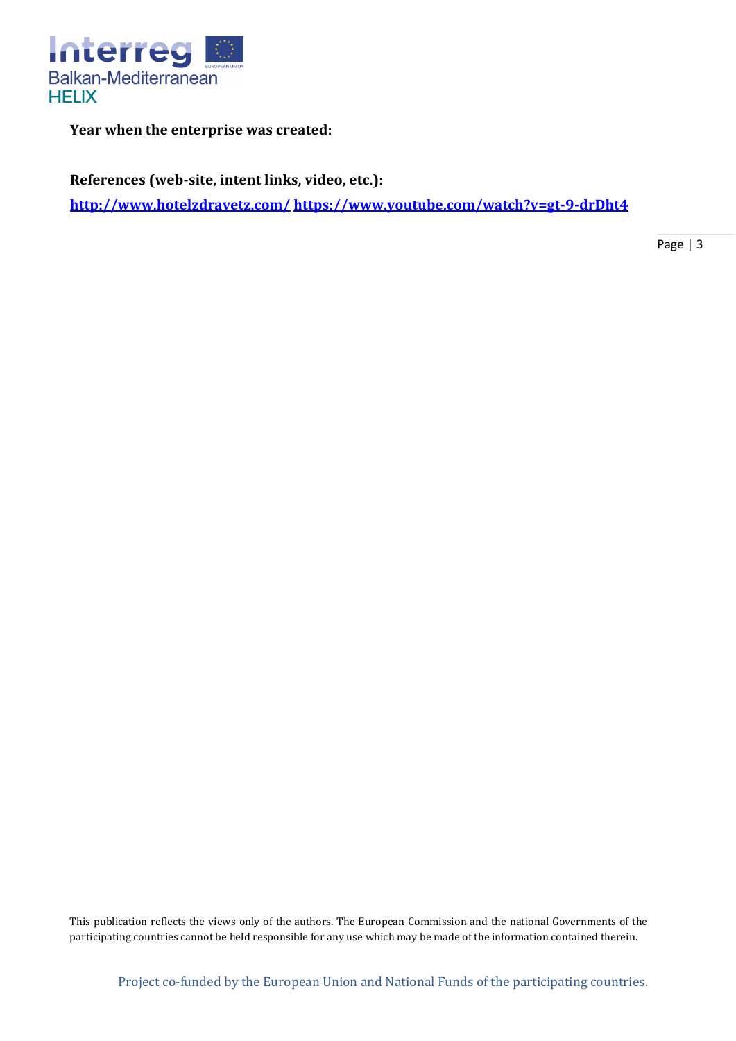**Year when the enterprise was created:**

**References (web-site, intent links, video, etc.):**

**[http://www.hotelzdravetz.com/](http://www.hotelzdravetz.com/) [https://www.youtube.com/watch?v=gt-9-drDht4](https://www.youtube.com/watch?v=gt-9-drDht4)**

This publication reflects the views only of the authors. The European Commission and the national Governments of the participating countries cannot be held responsible for any use which may be made of the information contained therein.

Project co-funded by the European Union and National Funds of the participating countries.